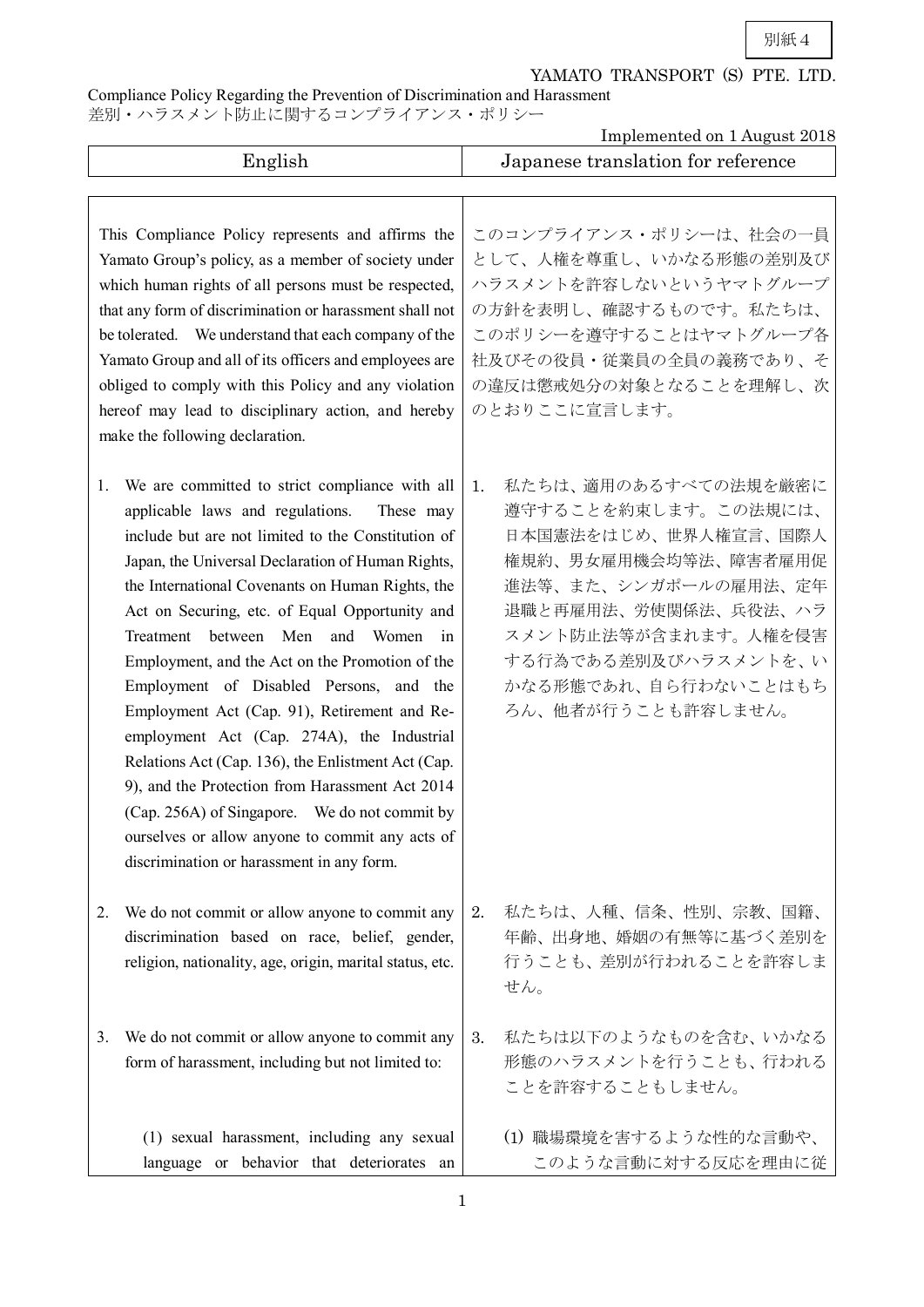別紙4

YAMATO TRANSPORT (S) PTE. LTD.

Compliance Policy Regarding the Prevention of Discrimination and Harassment
差別・ハラスメント防止に関するコンプライアンス・ポリシー

Implemented on 1 August 2018

| English | Japanese translation for reference |
|---|---|
| This Compliance Policy represents and affirms the Yamato Group's policy, as a member of society under which human rights of all persons must be respected, that any form of discrimination or harassment shall not be tolerated. We understand that each company of the Yamato Group and all of its officers and employees are obliged to comply with this Policy and any violation hereof may lead to disciplinary action, and hereby make the following declaration. | このコンプライアンス・ポリシーは、社会の一員として、人権を尊重し、いかなる形態の差別及びハラスメントを許容しないというヤマトグループの方針を表明し、確認するものです。私たちは、このポリシーを遵守することはヤマトグループ各社及びその役員・従業員の全員の義務であり、その違反は懲戒処分の対象となることを理解し、次のとおりここに宣言します。 |
| 1. We are committed to strict compliance with all applicable laws and regulations. These may include but are not limited to the Constitution of Japan, the Universal Declaration of Human Rights, the International Covenants on Human Rights, the Act on Securing, etc. of Equal Opportunity and Treatment between Men and Women in Employment, and the Act on the Promotion of the Employment of Disabled Persons, and the Employment Act (Cap. 91), Retirement and Re-employment Act (Cap. 274A), the Industrial Relations Act (Cap. 136), the Enlistment Act (Cap. 9), and the Protection from Harassment Act 2014 (Cap. 256A) of Singapore. We do not commit by ourselves or allow anyone to commit any acts of discrimination or harassment in any form. | 1. 私たちは、適用のあるすべての法規を厳密に遵守することを約束します。この法規には、日本国憲法をはじめ、世界人権宣言、国際人権規約、男女雇用機会均等法、障害者雇用促進法等、また、シンガポールの雇用法、定年退職と再雇用法、労使関係法、兵役法、ハラスメント防止法等が含まれます。人権を侵害する行為である差別及びハラスメントを、いかなる形態であれ、自ら行わないことはもちろん、他者が行うことも許容しません。 |
| 2. We do not commit or allow anyone to commit any discrimination based on race, belief, gender, religion, nationality, age, origin, marital status, etc. | 2. 私たちは、人種、信条、性別、宗教、国籍、年齢、出身地、婚姻の有無等に基づく差別を行うことも、差別が行われることを許容しません。 |
| 3. We do not commit or allow anyone to commit any form of harassment, including but not limited to: | 3. 私たちは以下のようなものを含む、いかなる形態のハラスメントを行うことも、行われることを許容することもしません。 |
| (1) sexual harassment, including any sexual language or behavior that deteriorates an | (1) 職場環境を害するような性的な言動や、このような言動に対する反応を理由に従 |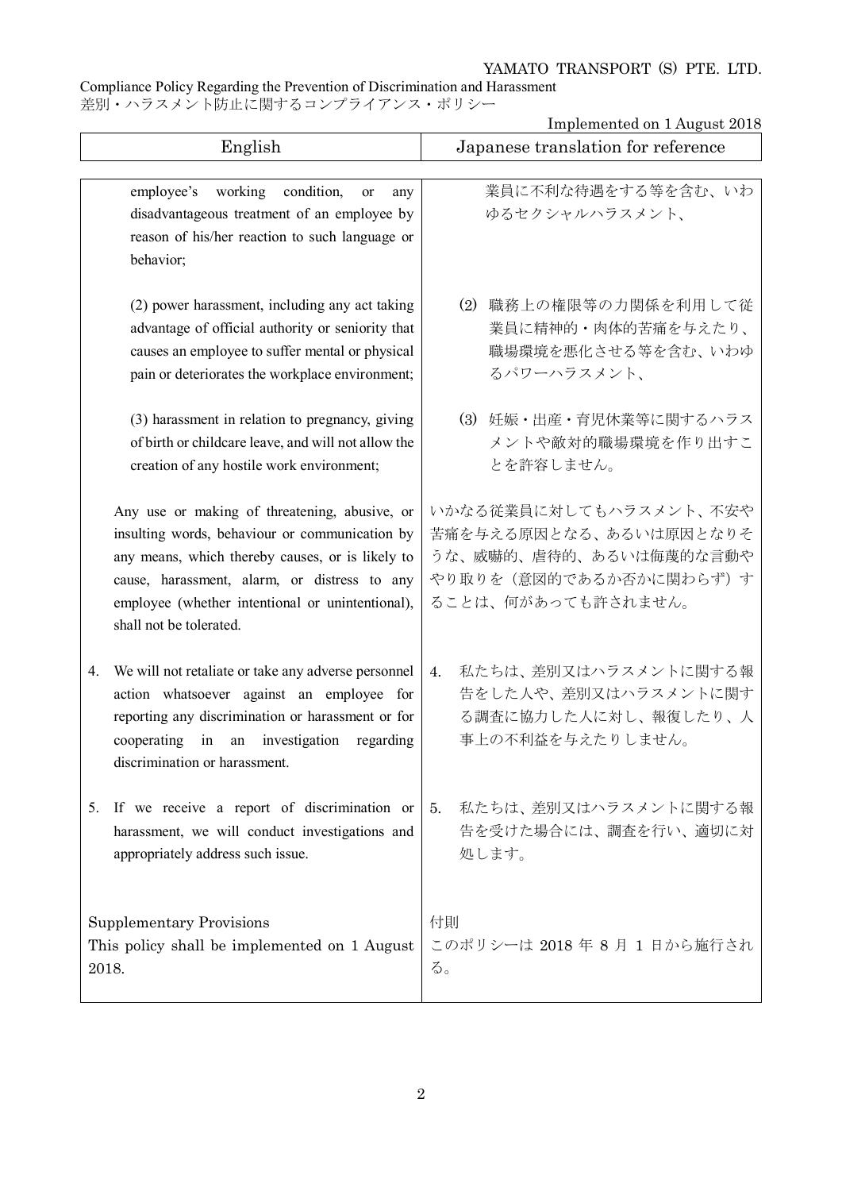YAMATO TRANSPORT (S) PTE. LTD.

Compliance Policy Regarding the Prevention of Discrimination and Harassment
差別・ハラスメント防止に関するコンプライアンス・ポリシー

Implemented on 1 August 2018

| English | Japanese translation for reference |
| --- | --- |
| employee's working condition, or any disadvantageous treatment of an employee by reason of his/her reaction to such language or behavior; | 業員に不利な待遇をする等を含む、いわゆるセクシャルハラスメント、 |
| (2) power harassment, including any act taking advantage of official authority or seniority that causes an employee to suffer mental or physical pain or deteriorates the workplace environment; | (2) 職務上の権限等の力関係を利用して従業員に精神的・肉体的苦痛を与えたり、職場環境を悪化させる等を含む、いわゆるパワーハラスメント、 |
| (3) harassment in relation to pregnancy, giving of birth or childcare leave, and will not allow the creation of any hostile work environment; | (3) 妊娠・出産・育児休業等に関するハラスメントや敵対的職場環境を作り出すことを許容しません。 |
| Any use or making of threatening, abusive, or insulting words, behaviour or communication by any means, which thereby causes, or is likely to cause, harassment, alarm, or distress to any employee (whether intentional or unintentional), shall not be tolerated. | いかなる従業員に対してもハラスメント、不安や苦痛を与える原因となる、あるいは原因となりそうな、威嚇的、虐待的、あるいは侮蔑的な言動ややり取りを（意図的であるか否かに関わらず）することは、何があっても許されません。 |
| 4. We will not retaliate or take any adverse personnel action whatsoever against an employee for reporting any discrimination or harassment or for cooperating in an investigation regarding discrimination or harassment. | 4. 私たちは、差別又はハラスメントに関する報告をした人や、差別又はハラスメントに関する調査に協力した人に対し、報復したり、人事上の不利益を与えたりしません。 |
| 5. If we receive a report of discrimination or harassment, we will conduct investigations and appropriately address such issue. | 5. 私たちは、差別又はハラスメントに関する報告を受けた場合には、調査を行い、適切に対処します。 |
| Supplementary Provisions<br>This policy shall be implemented on 1 August 2018. | 付則<br>このポリシーは 2018 年 8 月 1 日から施行される。 |